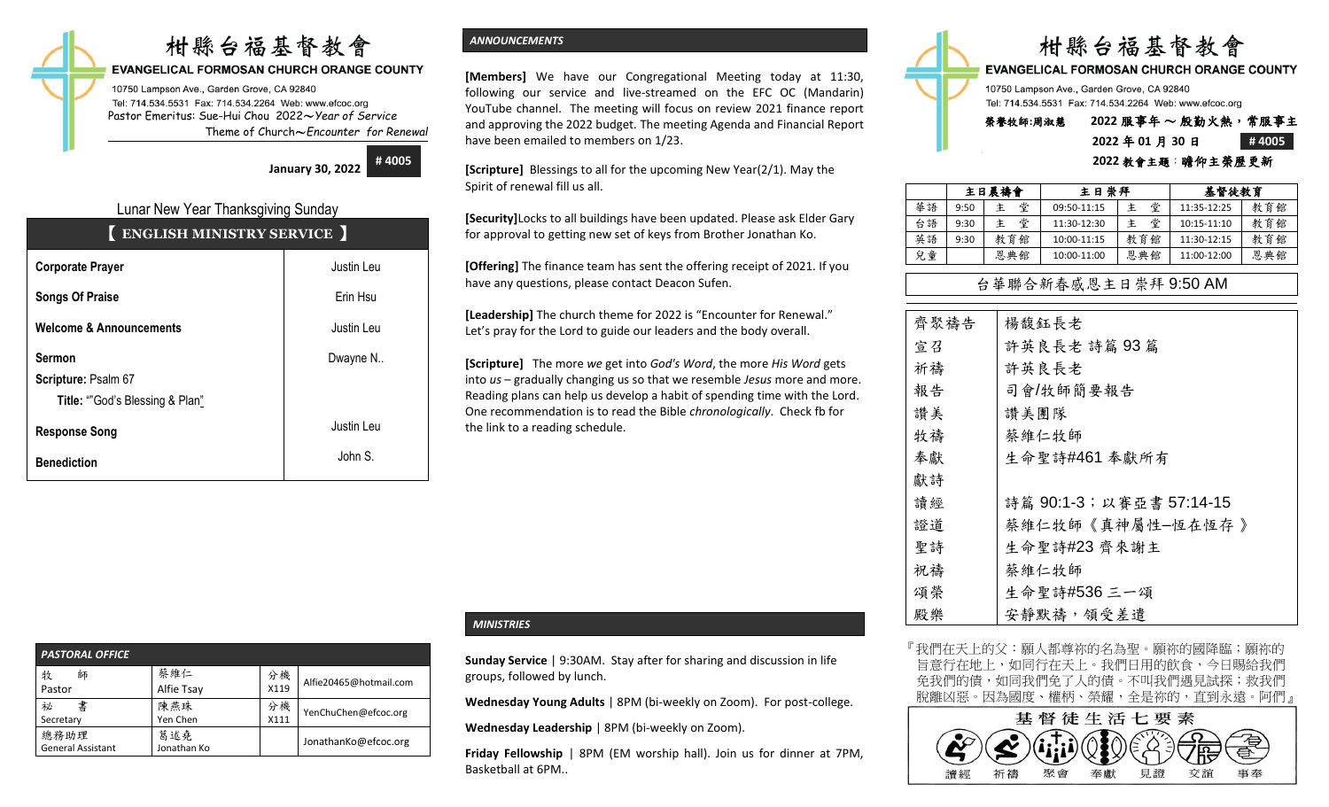# 柑縣台福基督教會

**EVANGELICAL FORMOSAN CHURCH ORANGE COUNTY**

10750 Lampson Ave., Garden Grove, CA 92840
Tel: 714.534.5531 Fax: 714.534.2264 Web: www.efcoc.org
Pastor Emeritus: Sue-Hui Chou 2022～*Year of Service*
Theme of Church～*Encounter for Renewal*

**January 30, 2022** **# 4005**

## Lunar New Year Thanksgiving Sunday

### 【 ENGLISH MINISTRY SERVICE 】

| | |
|---|---|
| **Corporate Prayer** | Justin Leu |
| **Songs Of Praise** | Erin Hsu |
| **Welcome & Announcements** | Justin Leu |
| **Sermon**<br>**Scripture:** Psalm 67<br>**Title:** ""God's Blessing & Plan" | Dwayne N.. |
| **Response Song** | Justin Leu |
| **Benediction** | John S. |

### PASTORAL OFFICE

| | | | |
|---|---|---|---|
| 牧　師<br>Pastor | 蔡維仁<br>Alfie Tsay | 分機<br>X119 | Alfie20465@hotmail.com |
| 秘　書<br>Secretary | 陳燕珠<br>Yen Chen | 分機<br>X111 | YenChuChen@efcoc.org |
| 總務助理<br>General Assistant | 葛述堯<br>Jonathan Ko | | JonathanKo@efcoc.org |

### *ANNOUNCEMENTS*

**[Members]** We have our Congregational Meeting today at 11:30, following our service and live-streamed on the EFC OC (Mandarin) YouTube channel. The meeting will focus on review 2021 finance report and approving the 2022 budget. The meeting Agenda and Financial Report have been emailed to members on 1/23.

**[Scripture]** Blessings to all for the upcoming New Year(2/1). May the Spirit of renewal fill us all.

**[Security]**Locks to all buildings have been updated. Please ask Elder Gary for approval to getting new set of keys from Brother Jonathan Ko.

**[Offering]** The finance team has sent the offering receipt of 2021. If you have any questions, please contact Deacon Sufen.

**[Leadership]** The church theme for 2022 is "Encounter for Renewal." Let's pray for the Lord to guide our leaders and the body overall.

**[Scripture]** The more *we* get into *God's Word*, the more *His Word* gets into *us* – gradually changing us so that we resemble *Jesus* more and more. Reading plans can help us develop a habit of spending time with the Lord. One recommendation is to read the Bible *chronologically*. Check fb for the link to a reading schedule.

### *MINISTRIES*

**Sunday Service** | 9:30AM. Stay after for sharing and discussion in life groups, followed by lunch.

**Wednesday Young Adults** | 8PM (bi-weekly on Zoom). For post-college.

**Wednesday Leadership** | 8PM (bi-weekly on Zoom).

**Friday Fellowship** | 8PM (EM worship hall). Join us for dinner at 7PM, Basketball at 6PM..

# 柑縣台福基督教會

**EVANGELICAL FORMOSAN CHURCH ORANGE COUNTY**

10750 Lampson Ave., Garden Grove, CA 92840
Tel: 714.534.5531 Fax: 714.534.2264 Web: www.efcoc.org

**榮譽牧師:周淑慧　2022 服事年 ～ 殷勤火熱，常服事主**
**2022 年 01 月 30 日　# 4005**
**2022 教會主題：瞻仰主榮歷更新**

| | 主日晨禱會 | | 主日崇拜 | | 基督徒教育 | |
|---|---|---|---|---|---|---|
| 華語 | 9:50 | 主　堂 | 09:50-11:15 | 主　堂 | 11:35-12:25 | 教育館 |
| 台語 | 9:30 | 主　堂 | 11:30-12:30 | 主　堂 | 10:15-11:10 | 教育館 |
| 英語 | 9:30 | 教育館 | 10:00-11:15 | 教育館 | 11:30-12:15 | 教育館 |
| 兒童 | | 恩典館 | 10:00-11:00 | 恩典館 | 11:00-12:00 | 恩典館 |

**台華聯合新春感恩主日崇拜 9:50 AM**

| | |
|---|---|
| 齊聚禱告 | 楊馥鈺長老 |
| 宣召 | 許英良長老 詩篇 93 篇 |
| 祈禱 | 許英良長老 |
| 報告 | 司會/牧師簡要報告 |
| 讚美 | 讚美團隊 |
| 牧禱 | 蔡維仁牧師 |
| 奉獻 | 生命聖詩#461 奉獻所有 |
| 獻詩 | |
| 讀經 | 詩篇 90:1-3；以賽亞書 57:14-15 |
| 證道 | 蔡維仁牧師《真神屬性–恆在恆存》 |
| 聖詩 | 生命聖詩#23 齊來謝主 |
| 祝禱 | 蔡維仁牧師 |
| 頌榮 | 生命聖詩#536 三一頌 |
| 殿樂 | 安靜默禱，領受差遣 |

『我們在天上的父：願人都尊祢的名為聖。願祢的國降臨；願祢的旨意行在地上，如同行在天上。我們日用的飲食，今日賜給我們免我們的債，如同我們免了人的債。不叫我們遇見試探；救我們脫離凶惡。因為國度、權柄、榮耀，全是祢的，直到永遠。阿們』

**基督徒生活七要素**

讀經　祈禱　聚會　奉獻　見證　交誼　事奉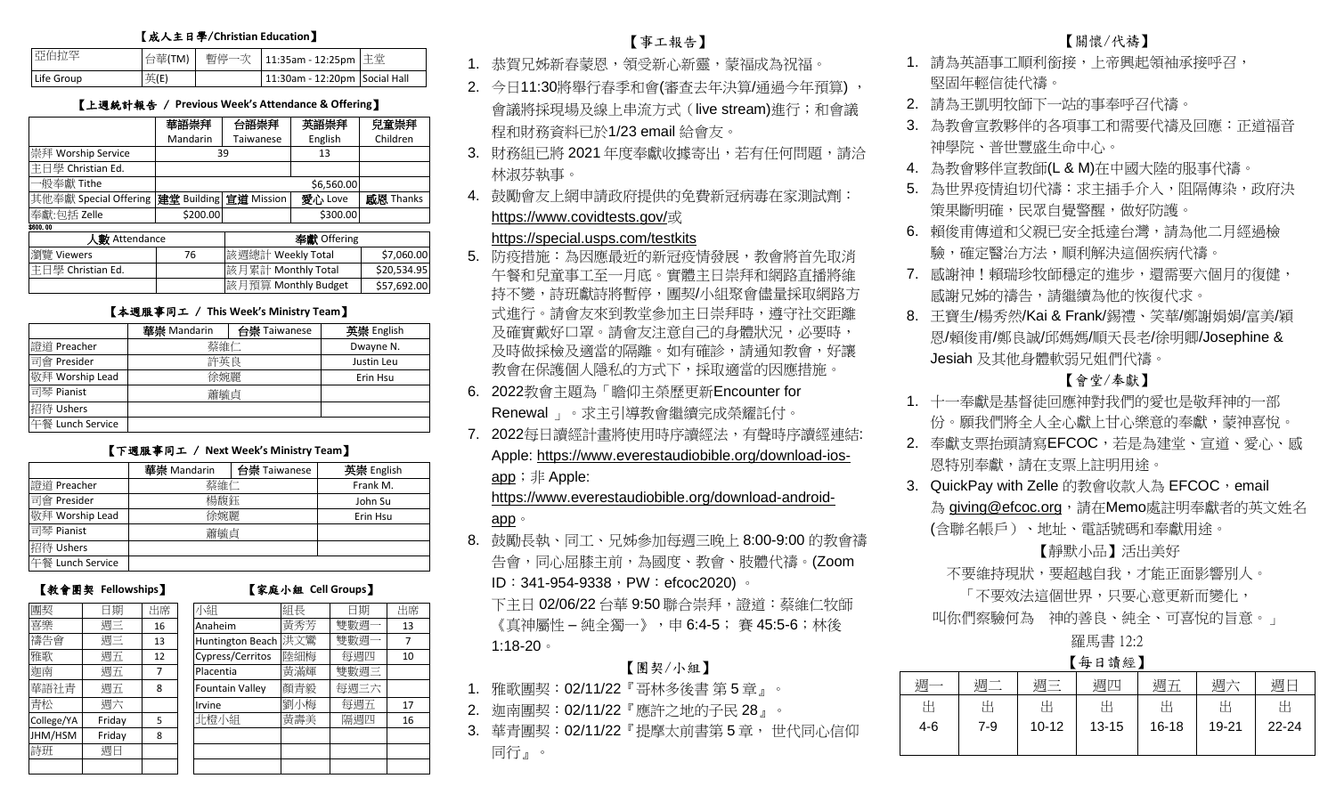## 【成人主日學/Christian Education】

| | | | | |
|---|---|---|---|---|
| 亞伯拉罕 | 台華(TM) | 暫停一次 | 11:35am - 12:25pm | 主堂 |
| Life Group | 英(E) | | 11:30am - 12:20pm | Social Hall |

## 【上週統計報告 / Previous Week's Attendance & Offering】

| | 華語崇拜 Mandarin | 台語崇拜 Taiwanese | 英語崇拜 English | 兒童崇拜 Children |
|---|---|---|---|---|
| 崇拜 Worship Service | 39 | | 13 | |
| 主日學 Christian Ed. | | | | |
| 一般奉獻 Tithe | $6,560.00 | | | |
| 其他奉獻 Special Offering | 建堂 Building | 宣道 Mission | 愛心 Love | 感恩 Thanks |
| 奉獻:包括 Zelle $600.00 | $200.00 | | $300.00 | |

| 人數 Attendance | | 奉獻 Offering | |
|---|---|---|---|
| 瀏覽 Viewers | 76 | 該週總計 Weekly Total | $7,060.00 |
| 主日學 Christian Ed. | | 該月累計 Monthly Total | $20,534.95 |
| | | 該月預算 Monthly Budget | $57,692.00 |

## 【本週服事同工 / This Week's Ministry Team】

| | 華崇 Mandarin | 台崇 Taiwanese | 英崇 English |
|---|---|---|---|
| 證道 Preacher | 蔡維仁 | | Dwayne N. |
| 司會 Presider | 許英良 | | Justin Leu |
| 敬拜 Worship Lead | 徐婉麗 | | Erin Hsu |
| 司琴 Pianist | 蕭毓貞 | | |
| 招待 Ushers | | | |
| 午餐 Lunch Service | | | |

## 【下週服事同工 / Next Week's Ministry Team】

| | 華崇 Mandarin | 台崇 Taiwanese | 英崇 English |
|---|---|---|---|
| 證道 Preacher | 蔡維仁 | | Frank M. |
| 司會 Presider | 楊馥鈺 | | John Su |
| 敬拜 Worship Lead | 徐婉麗 | | Erin Hsu |
| 司琴 Pianist | 蕭毓貞 | | |
| 招待 Ushers | | | |
| 午餐 Lunch Service | | | |

## 【教會團契 Fellowships】

| 團契 | 日期 | 出席 |
|---|---|---|
| 喜樂 | 週三 | 16 |
| 禱告會 | 週三 | 13 |
| 雅歌 | 週五 | 12 |
| 迦南 | 週五 | 7 |
| 華語社青 | 週五 | 8 |
| 青松 | 週六 | |
| College/YA | Friday | 5 |
| JHM/HSM | Friday | 8 |
| 詩班 | 週日 | |

## 【家庭小組 Cell Groups】

| 小組 | 組長 | 日期 | 出席 |
|---|---|---|---|
| Anaheim | 黃秀芳 | 雙數週一 | 13 |
| Huntington Beach | 洪文鶯 | 雙數週一 | 7 |
| Cypress/Cerritos | 陸細梅 | 每週四 | 10 |
| Placentia | 黃滿輝 | 雙數週三 | |
| Fountain Valley | 顏青毅 | 每週三六 | |
| Irvine | 劉小梅 | 每週五 | 17 |
| 北橙小組 | 黃壽美 | 隔週四 | 16 |

## 【事工報告】

1. 恭賀兄姊新春蒙恩，領受新心新靈，蒙福成為祝福。
2. 今日11:30將舉行春季和會(審查去年決算/通過今年預算)，會議將採現場及線上串流方式（live stream)進行；和會議程和財務資料已於1/23 email 給會友。
3. 財務組已將 2021 年度奉獻收據寄出，若有任何問題，請洽林淑芬執事。
4. 鼓勵會友上網申請政府提供的免費新冠病毒在家測試劑：https://www.covidtests.gov/或 https://special.usps.com/testkits
5. 防疫措施：為因應最近的新冠疫情發展，教會將首先取消午餐和兒童事工至一月底。實體主日崇拜和網路直播將維持不變，詩班獻詩將暫停，團契/小組聚會儘量採取網路方式進行。請會友來到教堂參加主日崇拜時，遵守社交距離及確實戴好口罩。請會友注意自己的身體狀況，必要時，及時做採檢及適當的隔離。如有確診，請通知教會，好讓教會在保護個人隱私的方式下，採取適當的因應措施。
6. 2022教會主題為「瞻仰主榮歷更新Encounter for Renewal 」。求主引導教會繼續完成榮耀託付。
7. 2022每日讀經計畫將使用時序讀經法，有聲時序讀經連結: Apple: https://www.everestaudiobible.org/download-ios-app；非 Apple: https://www.everestaudiobible.org/download-android-app。
8. 鼓勵長執、同工、兄姊參加每週三晚上 8:00-9:00 的教會禱告會，同心屈膝主前，為國度、教會、肢體代禱。(Zoom ID：341-954-9338，PW：efcoc2020) 。

下主日 02/06/22 台華 9:50 聯合崇拜，證道：蔡維仁牧師《真神屬性 – 純全獨一》，申 6:4-5； 賽 45:5-6；林後 1:18-20。

## 【團契/小組】

1. 雅歌團契：02/11/22『哥林多後書 第 5 章』。
2. 迦南團契：02/11/22『應許之地的子民 28』。
3. 華青團契：02/11/22『提摩太前書第 5 章， 世代同心信仰同行』。

## 【關懷/代禱】

1. 請為英語事工順利銜接，上帝興起領袖承接呼召，堅固年輕信徒代禱。
2. 請為王凱明牧師下一站的事奉呼召代禱。
3. 為教會宣教夥伴的各項事工和需要代禱及回應：正道福音神學院、普世豐盛生命中心。
4. 為教會夥伴宣教師(L & M)在中國大陸的服事代禱。
5. 為世界疫情迫切代禱：求主插手介入，阻隔傳染，政府決策果斷明確，民眾自覺警醒，做好防護。
6. 賴俊甫傳道和父親已安全抵達台灣，請為他二月經過檢驗，確定醫治方法，順利解決這個疾病代禱。
7. 感謝神！賴瑞珍牧師穩定的進步，還需要六個月的復健，感謝兄姊的禱告，請繼續為他的恢復代求。
8. 王寶生/楊秀然/Kai & Frank/錫禮、笑華/鄭謝娟娟/富美/穎恩/賴俊甫/鄭良誠/邱媽媽/順天長老/徐明卿/Josephine & Jesiah 及其他身體軟弱兄姐們代禱。

## 【會堂/奉獻】

1. 十一奉獻是基督徒回應神對我們的愛也是敬拜神的一部份。願我們將全人全心獻上甘心樂意的奉獻，蒙神喜悅。
2. 奉獻支票抬頭請寫EFCOC，若是為建堂、宣道、愛心、感恩特別奉獻，請在支票上註明用途。
3. QuickPay with Zelle 的教會收款人為 EFCOC，email 為 giving@efcoc.org，請在Memo處註明奉獻者的英文姓名(含聯名帳戶）、地址、電話號碼和奉獻用途。

## 【靜默小品】活出美好

不要維持現狀，要超越自我，才能正面影響別人。

「不要效法這個世界，只要心意更新而變化，

叫你們察驗何為　神的善良、純全、可喜悅的旨意。」

羅馬書 12:2

## 【每日讀經】

| 週一 | 週二 | 週三 | 週四 | 週五 | 週六 | 週日 |
|---|---|---|---|---|---|---|
| 出 4-6 | 出 7-9 | 出 10-12 | 出 13-15 | 出 16-18 | 出 19-21 | 出 22-24 |